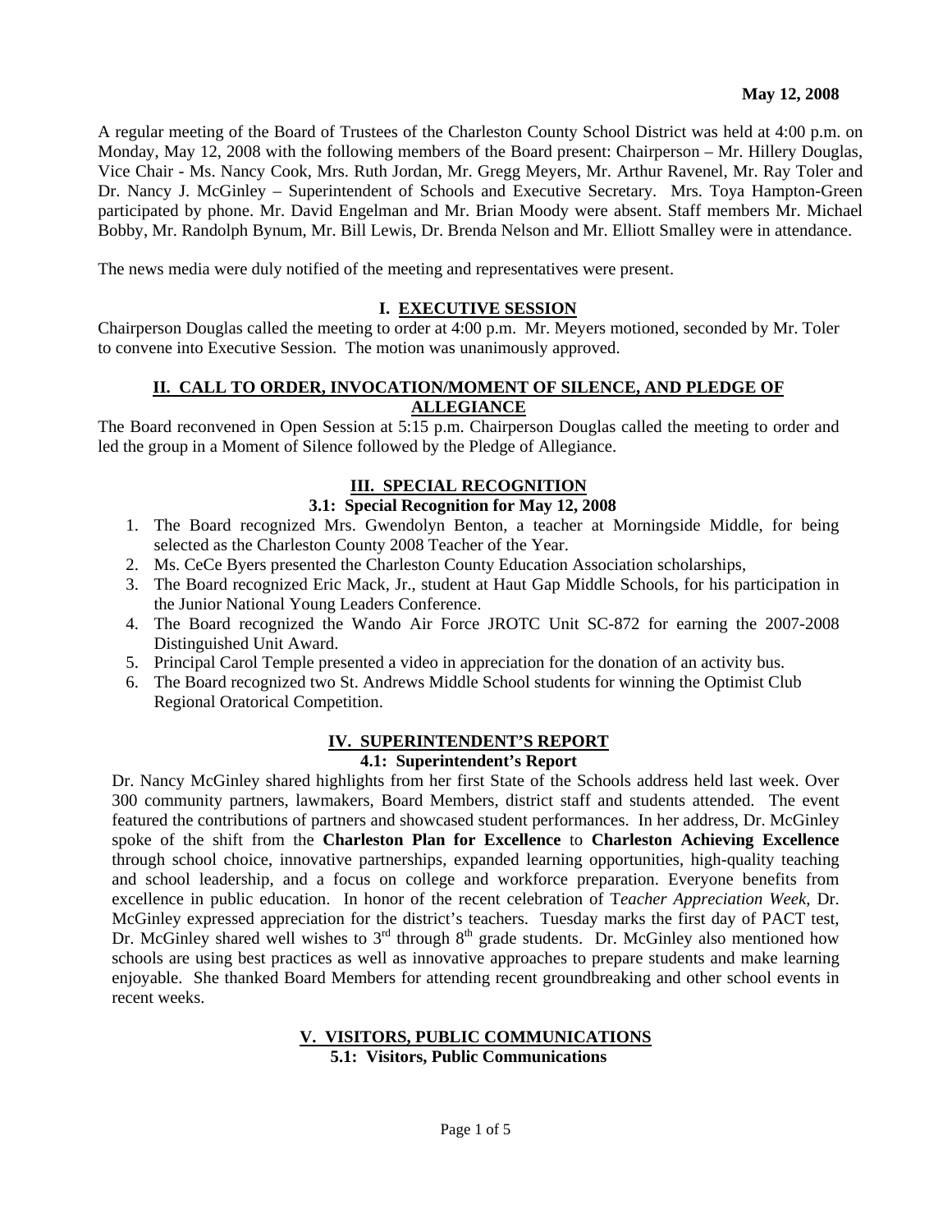**May 12, 2008**

A regular meeting of the Board of Trustees of the Charleston County School District was held at 4:00 p.m. on Monday, May 12, 2008 with the following members of the Board present: Chairperson – Mr. Hillery Douglas, Vice Chair - Ms. Nancy Cook, Mrs. Ruth Jordan, Mr. Gregg Meyers, Mr. Arthur Ravenel, Mr. Ray Toler and Dr. Nancy J. McGinley – Superintendent of Schools and Executive Secretary. Mrs. Toya Hampton-Green participated by phone. Mr. David Engelman and Mr. Brian Moody were absent. Staff members Mr. Michael Bobby, Mr. Randolph Bynum, Mr. Bill Lewis, Dr. Brenda Nelson and Mr. Elliott Smalley were in attendance.

The news media were duly notified of the meeting and representatives were present.

## I. EXECUTIVE SESSION

Chairperson Douglas called the meeting to order at 4:00 p.m. Mr. Meyers motioned, seconded by Mr. Toler to convene into Executive Session. The motion was unanimously approved.

## II. CALL TO ORDER, INVOCATION/MOMENT OF SILENCE, AND PLEDGE OF ALLEGIANCE

The Board reconvened in Open Session at 5:15 p.m. Chairperson Douglas called the meeting to order and led the group in a Moment of Silence followed by the Pledge of Allegiance.

## III. SPECIAL RECOGNITION

### 3.1: Special Recognition for May 12, 2008

1. The Board recognized Mrs. Gwendolyn Benton, a teacher at Morningside Middle, for being selected as the Charleston County 2008 Teacher of the Year.
2. Ms. CeCe Byers presented the Charleston County Education Association scholarships,
3. The Board recognized Eric Mack, Jr., student at Haut Gap Middle Schools, for his participation in the Junior National Young Leaders Conference.
4. The Board recognized the Wando Air Force JROTC Unit SC-872 for earning the 2007-2008 Distinguished Unit Award.
5. Principal Carol Temple presented a video in appreciation for the donation of an activity bus.
6. The Board recognized two St. Andrews Middle School students for winning the Optimist Club Regional Oratorical Competition.

## IV. SUPERINTENDENT'S REPORT

### 4.1: Superintendent's Report

Dr. Nancy McGinley shared highlights from her first State of the Schools address held last week. Over 300 community partners, lawmakers, Board Members, district staff and students attended. The event featured the contributions of partners and showcased student performances. In her address, Dr. McGinley spoke of the shift from the **Charleston Plan for Excellence** to **Charleston Achieving Excellence** through school choice, innovative partnerships, expanded learning opportunities, high-quality teaching and school leadership, and a focus on college and workforce preparation. Everyone benefits from excellence in public education. In honor of the recent celebration of T*eacher Appreciation Week*, Dr. McGinley expressed appreciation for the district's teachers. Tuesday marks the first day of PACT test, Dr. McGinley shared well wishes to 3rd through 8th grade students. Dr. McGinley also mentioned how schools are using best practices as well as innovative approaches to prepare students and make learning enjoyable. She thanked Board Members for attending recent groundbreaking and other school events in recent weeks.

## V. VISITORS, PUBLIC COMMUNICATIONS

### 5.1: Visitors, Public Communications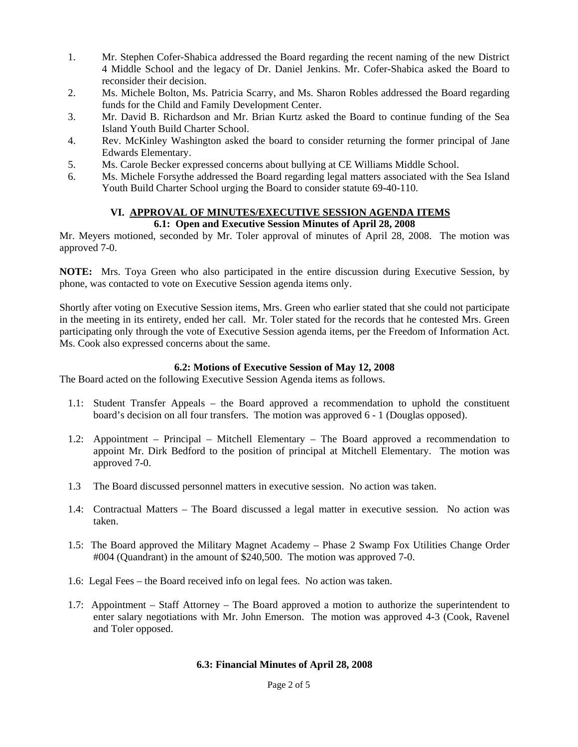1. Mr. Stephen Cofer-Shabica addressed the Board regarding the recent naming of the new District 4 Middle School and the legacy of Dr. Daniel Jenkins. Mr. Cofer-Shabica asked the Board to reconsider their decision.
2. Ms. Michele Bolton, Ms. Patricia Scarry, and Ms. Sharon Robles addressed the Board regarding funds for the Child and Family Development Center.
3. Mr. David B. Richardson and Mr. Brian Kurtz asked the Board to continue funding of the Sea Island Youth Build Charter School.
4. Rev. McKinley Washington asked the board to consider returning the former principal of Jane Edwards Elementary.
5. Ms. Carole Becker expressed concerns about bullying at CE Williams Middle School.
6. Ms. Michele Forsythe addressed the Board regarding legal matters associated with the Sea Island Youth Build Charter School urging the Board to consider statute 69-40-110.

## VI. APPROVAL OF MINUTES/EXECUTIVE SESSION AGENDA ITEMS

### 6.1: Open and Executive Session Minutes of April 28, 2008

Mr. Meyers motioned, seconded by Mr. Toler approval of minutes of April 28, 2008. The motion was approved 7-0.

**NOTE:** Mrs. Toya Green who also participated in the entire discussion during Executive Session, by phone, was contacted to vote on Executive Session agenda items only.

Shortly after voting on Executive Session items, Mrs. Green who earlier stated that she could not participate in the meeting in its entirety, ended her call. Mr. Toler stated for the records that he contested Mrs. Green participating only through the vote of Executive Session agenda items, per the Freedom of Information Act. Ms. Cook also expressed concerns about the same.

### 6.2: Motions of Executive Session of May 12, 2008

The Board acted on the following Executive Session Agenda items as follows.

- 1.1: Student Transfer Appeals – the Board approved a recommendation to uphold the constituent board's decision on all four transfers. The motion was approved 6 - 1 (Douglas opposed).
- 1.2: Appointment – Principal – Mitchell Elementary – The Board approved a recommendation to appoint Mr. Dirk Bedford to the position of principal at Mitchell Elementary. The motion was approved 7-0.
- 1.3 The Board discussed personnel matters in executive session. No action was taken.
- 1.4: Contractual Matters – The Board discussed a legal matter in executive session. No action was taken.
- 1.5: The Board approved the Military Magnet Academy – Phase 2 Swamp Fox Utilities Change Order #004 (Quandrant) in the amount of $240,500. The motion was approved 7-0.
- 1.6: Legal Fees – the Board received info on legal fees. No action was taken.
- 1.7: Appointment – Staff Attorney – The Board approved a motion to authorize the superintendent to enter salary negotiations with Mr. John Emerson. The motion was approved 4-3 (Cook, Ravenel and Toler opposed).

### 6.3: Financial Minutes of April 28, 2008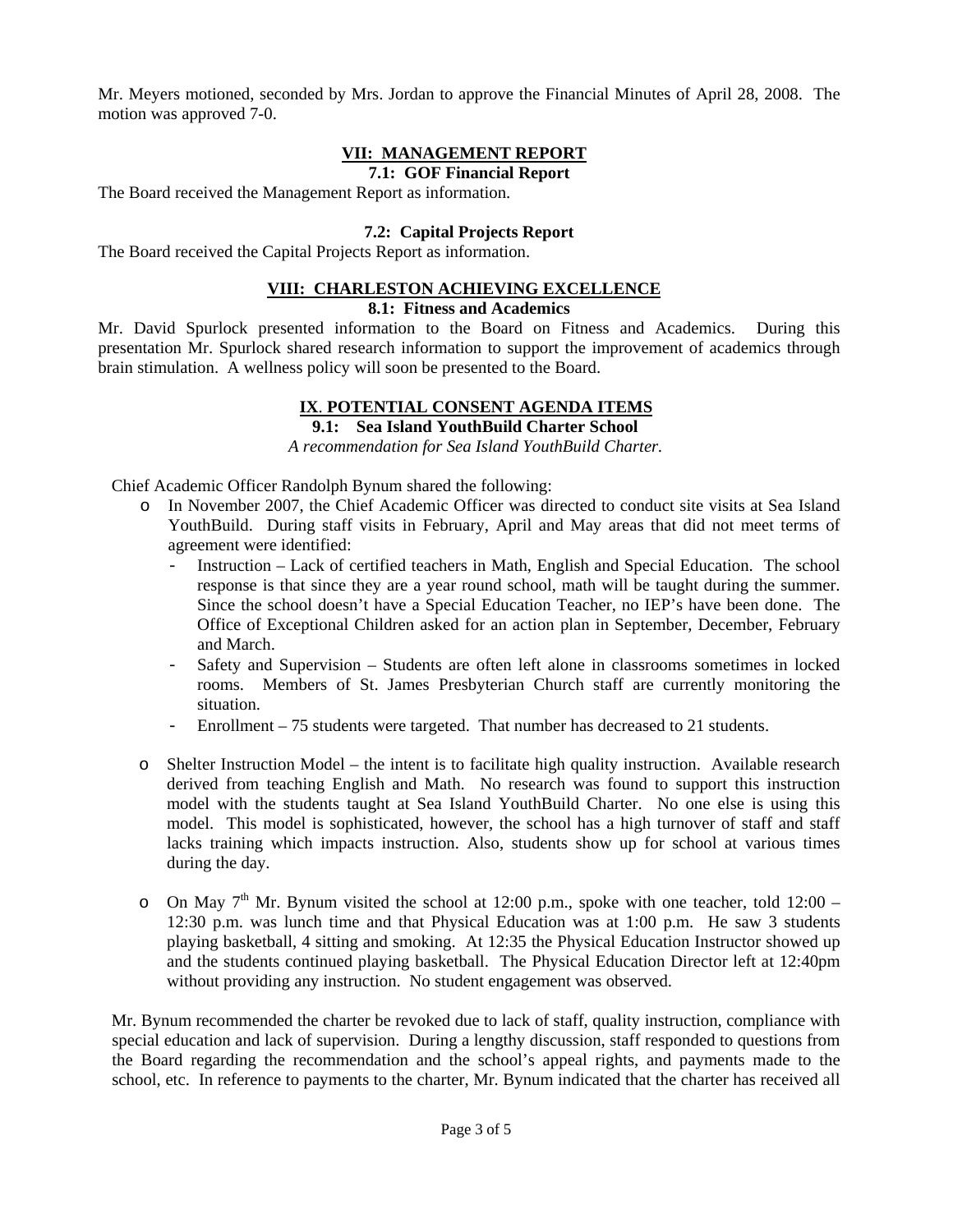Mr. Meyers motioned, seconded by Mrs. Jordan to approve the Financial Minutes of April 28, 2008. The motion was approved 7-0.

## VII: MANAGEMENT REPORT

### 7.1: GOF Financial Report

The Board received the Management Report as information.

### 7.2: Capital Projects Report

The Board received the Capital Projects Report as information.

## VIII: CHARLESTON ACHIEVING EXCELLENCE

### 8.1: Fitness and Academics

Mr. David Spurlock presented information to the Board on Fitness and Academics. During this presentation Mr. Spurlock shared research information to support the improvement of academics through brain stimulation. A wellness policy will soon be presented to the Board.

## IX. POTENTIAL CONSENT AGENDA ITEMS

### 9.1: Sea Island YouthBuild Charter School

*A recommendation for Sea Island YouthBuild Charter.*

Chief Academic Officer Randolph Bynum shared the following:

- In November 2007, the Chief Academic Officer was directed to conduct site visits at Sea Island YouthBuild. During staff visits in February, April and May areas that did not meet terms of agreement were identified:
  - Instruction – Lack of certified teachers in Math, English and Special Education. The school response is that since they are a year round school, math will be taught during the summer. Since the school doesn't have a Special Education Teacher, no IEP's have been done. The Office of Exceptional Children asked for an action plan in September, December, February and March.
  - Safety and Supervision – Students are often left alone in classrooms sometimes in locked rooms. Members of St. James Presbyterian Church staff are currently monitoring the situation.
  - Enrollment – 75 students were targeted. That number has decreased to 21 students.

- Shelter Instruction Model – the intent is to facilitate high quality instruction. Available research derived from teaching English and Math. No research was found to support this instruction model with the students taught at Sea Island YouthBuild Charter. No one else is using this model. This model is sophisticated, however, the school has a high turnover of staff and staff lacks training which impacts instruction. Also, students show up for school at various times during the day.

- On May 7th Mr. Bynum visited the school at 12:00 p.m., spoke with one teacher, told 12:00 – 12:30 p.m. was lunch time and that Physical Education was at 1:00 p.m. He saw 3 students playing basketball, 4 sitting and smoking. At 12:35 the Physical Education Instructor showed up and the students continued playing basketball. The Physical Education Director left at 12:40pm without providing any instruction. No student engagement was observed.

Mr. Bynum recommended the charter be revoked due to lack of staff, quality instruction, compliance with special education and lack of supervision. During a lengthy discussion, staff responded to questions from the Board regarding the recommendation and the school's appeal rights, and payments made to the school, etc. In reference to payments to the charter, Mr. Bynum indicated that the charter has received all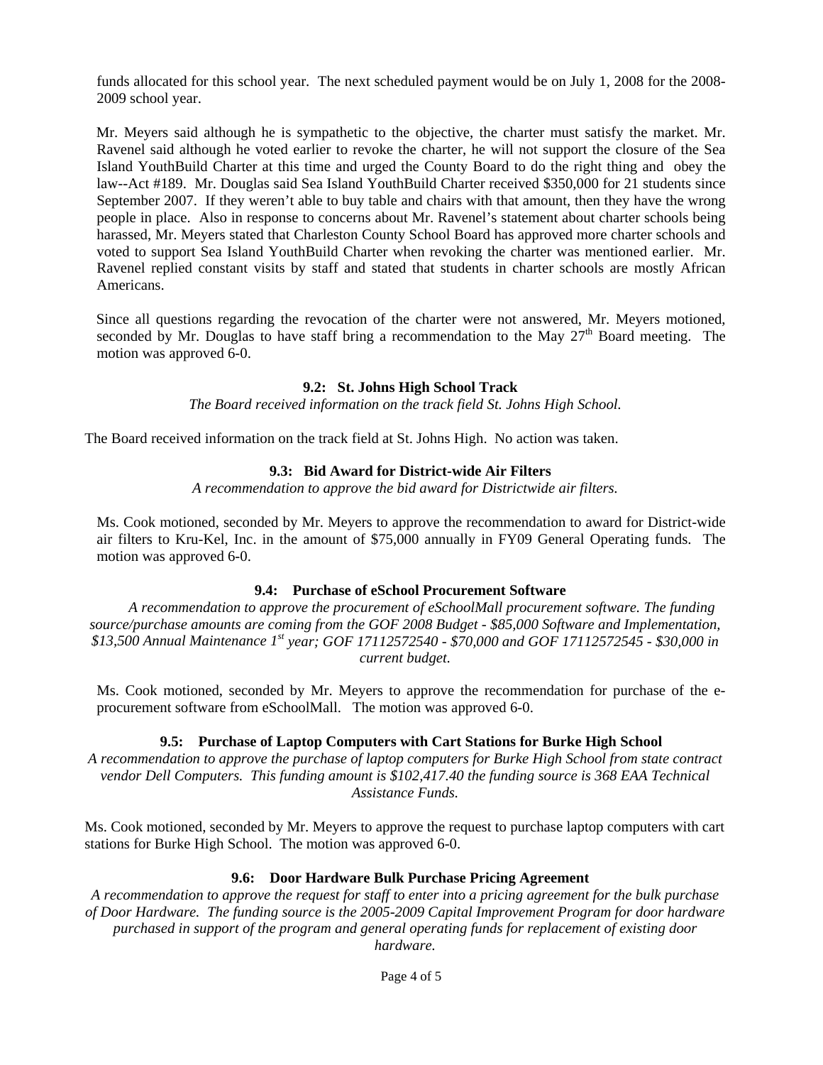funds allocated for this school year. The next scheduled payment would be on July 1, 2008 for the 2008-2009 school year.

Mr. Meyers said although he is sympathetic to the objective, the charter must satisfy the market. Mr. Ravenel said although he voted earlier to revoke the charter, he will not support the closure of the Sea Island YouthBuild Charter at this time and urged the County Board to do the right thing and obey the law--Act #189. Mr. Douglas said Sea Island YouthBuild Charter received \$350,000 for 21 students since September 2007. If they weren't able to buy table and chairs with that amount, then they have the wrong people in place. Also in response to concerns about Mr. Ravenel's statement about charter schools being harassed, Mr. Meyers stated that Charleston County School Board has approved more charter schools and voted to support Sea Island YouthBuild Charter when revoking the charter was mentioned earlier. Mr. Ravenel replied constant visits by staff and stated that students in charter schools are mostly African Americans.

Since all questions regarding the revocation of the charter were not answered, Mr. Meyers motioned, seconded by Mr. Douglas to have staff bring a recommendation to the May 27th Board meeting. The motion was approved 6-0.

**9.2: St. Johns High School Track**

*The Board received information on the track field St. Johns High School.*

The Board received information on the track field at St. Johns High. No action was taken.

**9.3: Bid Award for District-wide Air Filters**

*A recommendation to approve the bid award for Districtwide air filters.*

Ms. Cook motioned, seconded by Mr. Meyers to approve the recommendation to award for District-wide air filters to Kru-Kel, Inc. in the amount of \$75,000 annually in FY09 General Operating funds. The motion was approved 6-0.

**9.4: Purchase of eSchool Procurement Software**

*A recommendation to approve the procurement of eSchoolMall procurement software. The funding source/purchase amounts are coming from the GOF 2008 Budget - \$85,000 Software and Implementation, \$13,500 Annual Maintenance 1st year; GOF 17112572540 - \$70,000 and GOF 17112572545 - \$30,000 in current budget.*

Ms. Cook motioned, seconded by Mr. Meyers to approve the recommendation for purchase of the e-procurement software from eSchoolMall. The motion was approved 6-0.

**9.5: Purchase of Laptop Computers with Cart Stations for Burke High School**

*A recommendation to approve the purchase of laptop computers for Burke High School from state contract vendor Dell Computers. This funding amount is \$102,417.40 the funding source is 368 EAA Technical Assistance Funds.*

Ms. Cook motioned, seconded by Mr. Meyers to approve the request to purchase laptop computers with cart stations for Burke High School. The motion was approved 6-0.

**9.6: Door Hardware Bulk Purchase Pricing Agreement**

*A recommendation to approve the request for staff to enter into a pricing agreement for the bulk purchase of Door Hardware. The funding source is the 2005-2009 Capital Improvement Program for door hardware purchased in support of the program and general operating funds for replacement of existing door hardware.*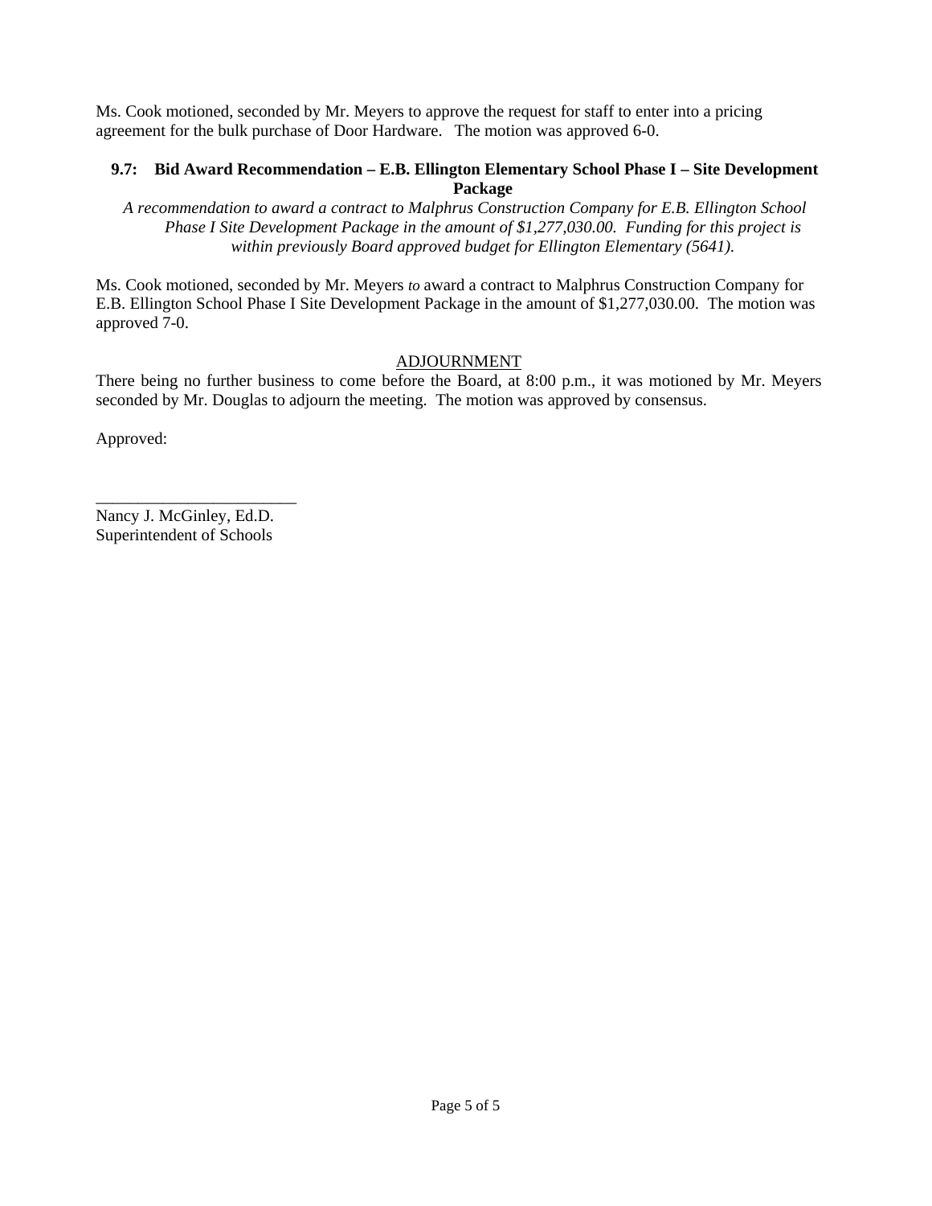Ms. Cook motioned, seconded by Mr. Meyers to approve the request for staff to enter into a pricing agreement for the bulk purchase of Door Hardware. The motion was approved 6-0.

**9.7: Bid Award Recommendation – E.B. Ellington Elementary School Phase I – Site Development Package**

*A recommendation to award a contract to Malphrus Construction Company for E.B. Ellington School Phase I Site Development Package in the amount of $1,277,030.00. Funding for this project is within previously Board approved budget for Ellington Elementary (5641).*

Ms. Cook motioned, seconded by Mr. Meyers *to* award a contract to Malphrus Construction Company for E.B. Ellington School Phase I Site Development Package in the amount of $1,277,030.00. The motion was approved 7-0.

ADJOURNMENT

There being no further business to come before the Board, at 8:00 p.m., it was motioned by Mr. Meyers seconded by Mr. Douglas to adjourn the meeting. The motion was approved by consensus.

Approved:

________________________

Nancy J. McGinley, Ed.D.
Superintendent of Schools